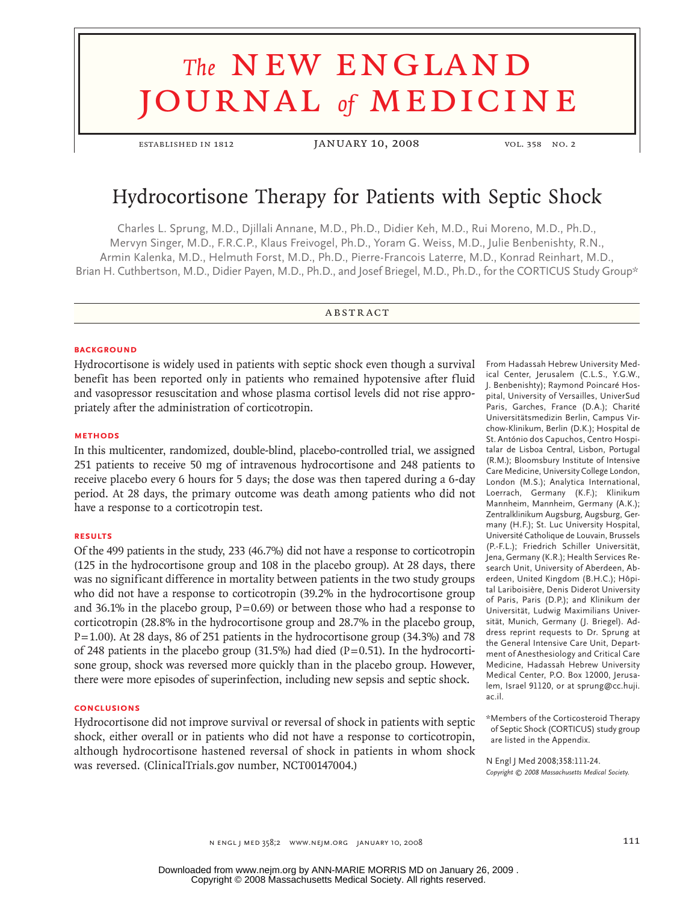# The NEW ENGLAND JOURNAL of MEDICINE

ESTABLISHED IN 1812 — JANUARY 10, 2008 — VOL. 358 NO. 2

## Hydrocortisone Therapy for Patients with Septic Shock

Charles L. Sprung, M.D., Djillali Annane, M.D., Ph.D., Didier Keh, M.D., Rui Moreno, M.D., Ph.D., Mervyn Singer, M.D., F.R.C.P., Klaus Freivogel, Ph.D., Yoram G. Weiss, M.D., Julie Benbenishty, R.N., Armin Kalenka, M.D., Helmuth Forst, M.D., Ph.D., Pierre-Francois Laterre, M.D., Konrad Reinhart, M.D., Brian H. Cuthbertson, M.D., Didier Payen, M.D., Ph.D., and Josef Briegel, M.D., Ph.D., for the CORTICUS Study Group*

### ABSTRACT

#### BACKGROUND

Hydrocortisone is widely used in patients with septic shock even though a survival benefit has been reported only in patients who remained hypotensive after fluid and vasopressor resuscitation and whose plasma cortisol levels did not rise appropriately after the administration of corticotropin.

#### METHODS

In this multicenter, randomized, double-blind, placebo-controlled trial, we assigned 251 patients to receive 50 mg of intravenous hydrocortisone and 248 patients to receive placebo every 6 hours for 5 days; the dose was then tapered during a 6-day period. At 28 days, the primary outcome was death among patients who did not have a response to a corticotropin test.

#### RESULTS

Of the 499 patients in the study, 233 (46.7%) did not have a response to corticotropin (125 in the hydrocortisone group and 108 in the placebo group). At 28 days, there was no significant difference in mortality between patients in the two study groups who did not have a response to corticotropin (39.2% in the hydrocortisone group and 36.1% in the placebo group, P=0.69) or between those who had a response to corticotropin (28.8% in the hydrocortisone group and 28.7% in the placebo group, P=1.00). At 28 days, 86 of 251 patients in the hydrocortisone group (34.3%) and 78 of 248 patients in the placebo group (31.5%) had died (P=0.51). In the hydrocortisone group, shock was reversed more quickly than in the placebo group. However, there were more episodes of superinfection, including new sepsis and septic shock.

#### CONCLUSIONS

Hydrocortisone did not improve survival or reversal of shock in patients with septic shock, either overall or in patients who did not have a response to corticotropin, although hydrocortisone hastened reversal of shock in patients in whom shock was reversed. (ClinicalTrials.gov number, NCT00147004.)

From Hadassah Hebrew University Medical Center, Jerusalem (C.L.S., Y.G.W., J. Benbenishty); Raymond Poincaré Hospital, University of Versailles, UniverSud Paris, Garches, France (D.A.); Charité Universitätsmedizin Berlin, Campus Virchow-Klinikum, Berlin (D.K.); Hospital de St. António dos Capuchos, Centro Hospitalar de Lisboa Central, Lisbon, Portugal (R.M.); Bloomsbury Institute of Intensive Care Medicine, University College London, London (M.S.); Analytica International, Loerrach, Germany (K.F.); Klinikum Mannheim, Mannheim, Germany (A.K.); Zentralklinikum Augsburg, Augsburg, Germany (H.F.); St. Luc University Hospital, Université Catholique de Louvain, Brussels (P.-F.L.); Friedrich Schiller Universität, Jena, Germany (K.R.); Health Services Research Unit, University of Aberdeen, Aberdeen, United Kingdom (B.H.C.); Hôpital Lariboisière, Denis Diderot University of Paris, Paris (D.P.); and Klinikum der Universität, Ludwig Maximilians Universität, Munich, Germany (J. Briegel). Address reprint requests to Dr. Sprung at the General Intensive Care Unit, Department of Anesthesiology and Critical Care Medicine, Hadassah Hebrew University Medical Center, P.O. Box 12000, Jerusalem, Israel 91120, or at sprung@cc.huji.ac.il.

*Members of the Corticosteroid Therapy of Septic Shock (CORTICUS) study group are listed in the Appendix.

N Engl J Med 2008;358:111-24.
*Copyright © 2008 Massachusetts Medical Society.*

Downloaded from www.nejm.org by ANN-MARIE MORRIS MD on January 26, 2009 .
Copyright © 2008 Massachusetts Medical Society. All rights reserved.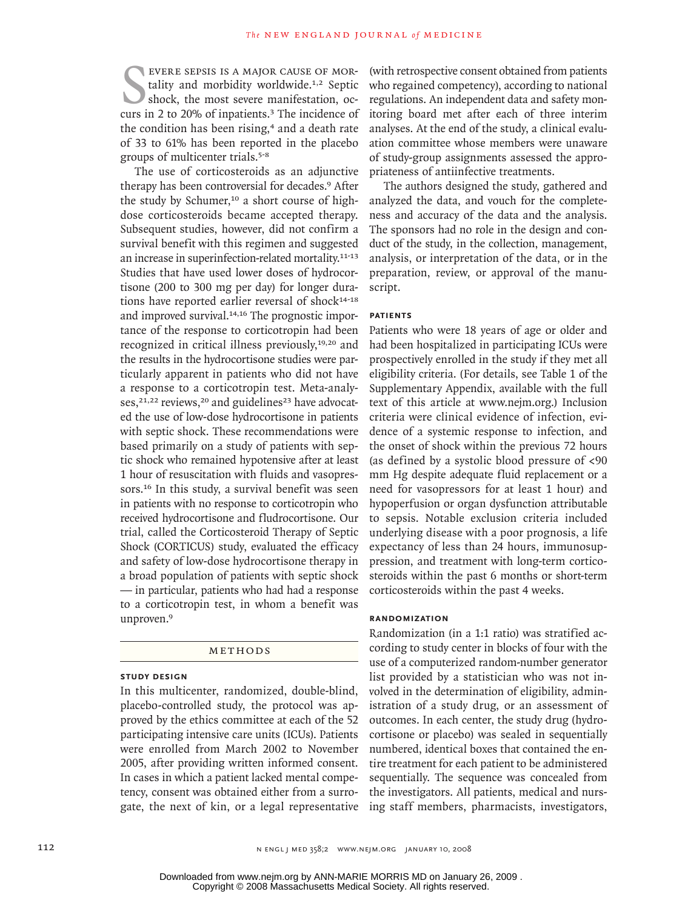Severe sepsis is a major cause of mortality and morbidity worldwide.[1,2] Septic shock, the most severe manifestation, occurs in 2 to 20% of inpatients.[3] The incidence of the condition has been rising,[4] and a death rate of 33 to 61% has been reported in the placebo groups of multicenter trials.[5-8]

The use of corticosteroids as an adjunctive therapy has been controversial for decades.[9] After the study by Schumer,[10] a short course of high-dose corticosteroids became accepted therapy. Subsequent studies, however, did not confirm a survival benefit with this regimen and suggested an increase in superinfection-related mortality.[11-13] Studies that have used lower doses of hydrocortisone (200 to 300 mg per day) for longer durations have reported earlier reversal of shock[14-18] and improved survival.[14,16] The prognostic importance of the response to corticotropin had been recognized in critical illness previously,[19,20] and the results in the hydrocortisone studies were particularly apparent in patients who did not have a response to a corticotropin test. Meta-analyses,[21,22] reviews,[20] and guidelines[23] have advocated the use of low-dose hydrocortisone in patients with septic shock. These recommendations were based primarily on a study of patients with septic shock who remained hypotensive after at least 1 hour of resuscitation with fluids and vasopressors.[16] In this study, a survival benefit was seen in patients with no response to corticotropin who received hydrocortisone and fludrocortisone. Our trial, called the Corticosteroid Therapy of Septic Shock (CORTICUS) study, evaluated the efficacy and safety of low-dose hydrocortisone therapy in a broad population of patients with septic shock — in particular, patients who had had a response to a corticotropin test, in whom a benefit was unproven.[9]

## Methods

### Study Design

In this multicenter, randomized, double-blind, placebo-controlled study, the protocol was approved by the ethics committee at each of the 52 participating intensive care units (ICUs). Patients were enrolled from March 2002 to November 2005, after providing written informed consent. In cases in which a patient lacked mental competency, consent was obtained either from a surrogate, the next of kin, or a legal representative (with retrospective consent obtained from patients who regained competency), according to national regulations. An independent data and safety monitoring board met after each of three interim analyses. At the end of the study, a clinical evaluation committee whose members were unaware of study-group assignments assessed the appropriateness of antiinfective treatments.

The authors designed the study, gathered and analyzed the data, and vouch for the completeness and accuracy of the data and the analysis. The sponsors had no role in the design and conduct of the study, in the collection, management, analysis, or interpretation of the data, or in the preparation, review, or approval of the manuscript.

### Patients

Patients who were 18 years of age or older and had been hospitalized in participating ICUs were prospectively enrolled in the study if they met all eligibility criteria. (For details, see Table 1 of the Supplementary Appendix, available with the full text of this article at www.nejm.org.) Inclusion criteria were clinical evidence of infection, evidence of a systemic response to infection, and the onset of shock within the previous 72 hours (as defined by a systolic blood pressure of <90 mm Hg despite adequate fluid replacement or a need for vasopressors for at least 1 hour) and hypoperfusion or organ dysfunction attributable to sepsis. Notable exclusion criteria included underlying disease with a poor prognosis, a life expectancy of less than 24 hours, immunosuppression, and treatment with long-term corticosteroids within the past 6 months or short-term corticosteroids within the past 4 weeks.

### Randomization

Randomization (in a 1:1 ratio) was stratified according to study center in blocks of four with the use of a computerized random-number generator list provided by a statistician who was not involved in the determination of eligibility, administration of a study drug, or an assessment of outcomes. In each center, the study drug (hydrocortisone or placebo) was sealed in sequentially numbered, identical boxes that contained the entire treatment for each patient to be administered sequentially. The sequence was concealed from the investigators. All patients, medical and nursing staff members, pharmacists, investigators,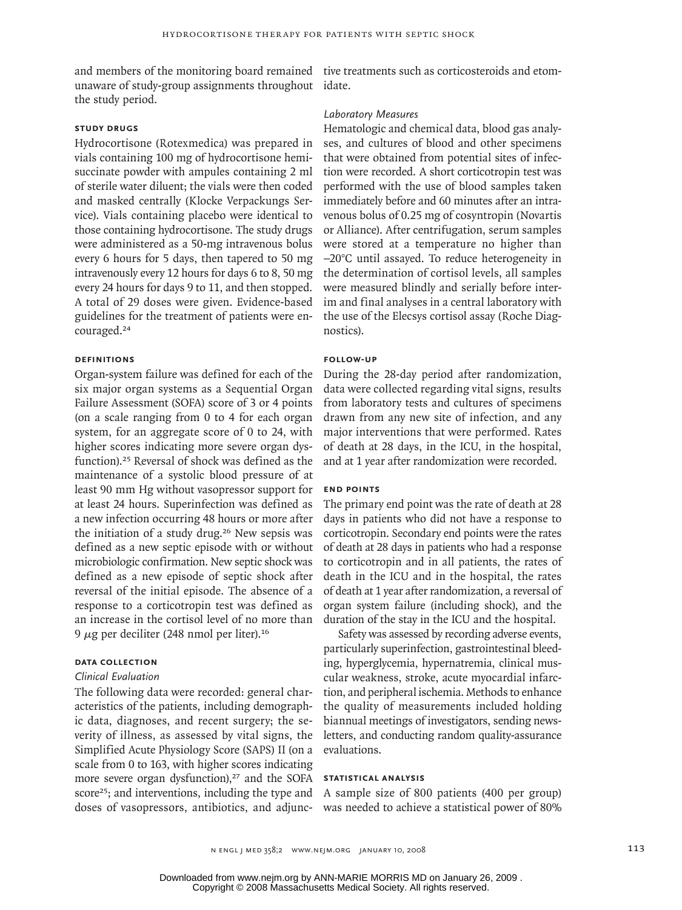and members of the monitoring board remained unaware of study-group assignments throughout the study period.

### STUDY DRUGS

Hydrocortisone (Rotexmedica) was prepared in vials containing 100 mg of hydrocortisone hemisuccinate powder with ampules containing 2 ml of sterile water diluent; the vials were then coded and masked centrally (Klocke Verpackungs Service). Vials containing placebo were identical to those containing hydrocortisone. The study drugs were administered as a 50-mg intravenous bolus every 6 hours for 5 days, then tapered to 50 mg intravenously every 12 hours for days 6 to 8, 50 mg every 24 hours for days 9 to 11, and then stopped. A total of 29 doses were given. Evidence-based guidelines for the treatment of patients were encouraged.[24]

### DEFINITIONS

Organ-system failure was defined for each of the six major organ systems as a Sequential Organ Failure Assessment (SOFA) score of 3 or 4 points (on a scale ranging from 0 to 4 for each organ system, for an aggregate score of 0 to 24, with higher scores indicating more severe organ dysfunction).[25] Reversal of shock was defined as the maintenance of a systolic blood pressure of at least 90 mm Hg without vasopressor support for at least 24 hours. Superinfection was defined as a new infection occurring 48 hours or more after the initiation of a study drug.[26] New sepsis was defined as a new septic episode with or without microbiologic confirmation. New septic shock was defined as a new episode of septic shock after reversal of the initial episode. The absence of a response to a corticotropin test was defined as an increase in the cortisol level of no more than 9 μg per deciliter (248 nmol per liter).[16]

### DATA COLLECTION

*Clinical Evaluation*

The following data were recorded: general characteristics of the patients, including demographic data, diagnoses, and recent surgery; the severity of illness, as assessed by vital signs, the Simplified Acute Physiology Score (SAPS) II (on a scale from 0 to 163, with higher scores indicating more severe organ dysfunction),[27] and the SOFA score[25]; and interventions, including the type and doses of vasopressors, antibiotics, and adjunctive treatments such as corticosteroids and etomidate.

*Laboratory Measures*

Hematologic and chemical data, blood gas analyses, and cultures of blood and other specimens that were obtained from potential sites of infection were recorded. A short corticotropin test was performed with the use of blood samples taken immediately before and 60 minutes after an intravenous bolus of 0.25 mg of cosyntropin (Novartis or Alliance). After centrifugation, serum samples were stored at a temperature no higher than −20°C until assayed. To reduce heterogeneity in the determination of cortisol levels, all samples were measured blindly and serially before interim and final analyses in a central laboratory with the use of the Elecsys cortisol assay (Roche Diagnostics).

### FOLLOW-UP

During the 28-day period after randomization, data were collected regarding vital signs, results from laboratory tests and cultures of specimens drawn from any new site of infection, and any major interventions that were performed. Rates of death at 28 days, in the ICU, in the hospital, and at 1 year after randomization were recorded.

### END POINTS

The primary end point was the rate of death at 28 days in patients who did not have a response to corticotropin. Secondary end points were the rates of death at 28 days in patients who had a response to corticotropin and in all patients, the rates of death in the ICU and in the hospital, the rates of death at 1 year after randomization, a reversal of organ system failure (including shock), and the duration of the stay in the ICU and the hospital.

Safety was assessed by recording adverse events, particularly superinfection, gastrointestinal bleeding, hyperglycemia, hypernatremia, clinical muscular weakness, stroke, acute myocardial infarction, and peripheral ischemia. Methods to enhance the quality of measurements included holding biannual meetings of investigators, sending newsletters, and conducting random quality-assurance evaluations.

### STATISTICAL ANALYSIS

A sample size of 800 patients (400 per group) was needed to achieve a statistical power of 80%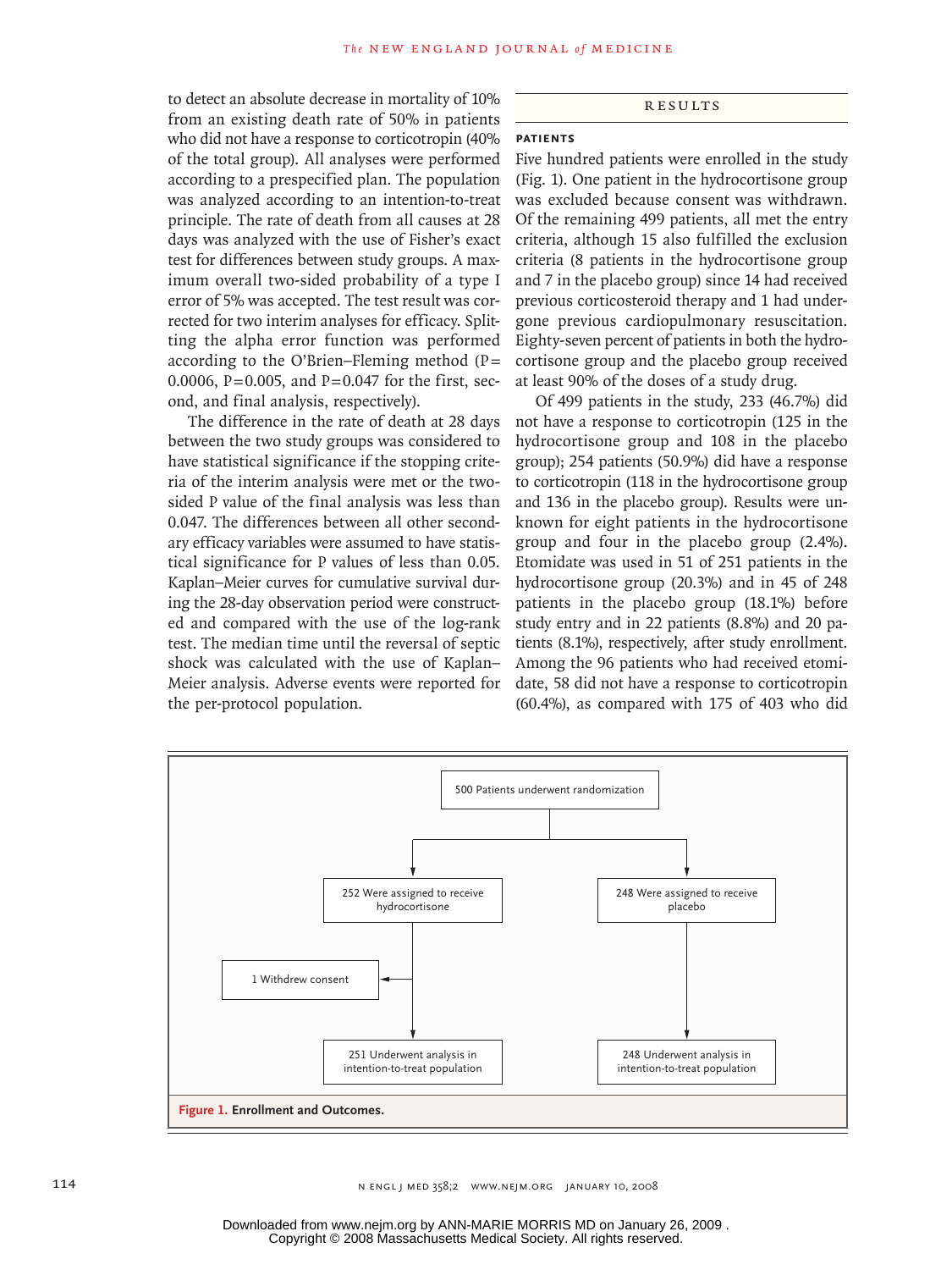to detect an absolute decrease in mortality of 10% from an existing death rate of 50% in patients who did not have a response to corticotropin (40% of the total group). All analyses were performed according to a prespecified plan. The population was analyzed according to an intention-to-treat principle. The rate of death from all causes at 28 days was analyzed with the use of Fisher's exact test for differences between study groups. A maximum overall two-sided probability of a type I error of 5% was accepted. The test result was corrected for two interim analyses for efficacy. Splitting the alpha error function was performed according to the O'Brien–Fleming method ($P = 0.0006$, $P = 0.005$, and $P = 0.047$ for the first, second, and final analysis, respectively).

The difference in the rate of death at 28 days between the two study groups was considered to have statistical significance if the stopping criteria of the interim analysis were met or the two-sided P value of the final analysis was less than 0.047. The differences between all other secondary efficacy variables were assumed to have statistical significance for P values of less than 0.05. Kaplan–Meier curves for cumulative survival during the 28-day observation period were constructed and compared with the use of the log-rank test. The median time until the reversal of septic shock was calculated with the use of Kaplan–Meier analysis. Adverse events were reported for the per-protocol population.

## RESULTS

### PATIENTS

Five hundred patients were enrolled in the study (Fig. 1). One patient in the hydrocortisone group was excluded because consent was withdrawn. Of the remaining 499 patients, all met the entry criteria, although 15 also fulfilled the exclusion criteria (8 patients in the hydrocortisone group and 7 in the placebo group) since 14 had received previous corticosteroid therapy and 1 had undergone previous cardiopulmonary resuscitation. Eighty-seven percent of patients in both the hydrocortisone group and the placebo group received at least 90% of the doses of a study drug.

Of 499 patients in the study, 233 (46.7%) did not have a response to corticotropin (125 in the hydrocortisone group and 108 in the placebo group); 254 patients (50.9%) did have a response to corticotropin (118 in the hydrocortisone group and 136 in the placebo group). Results were unknown for eight patients in the hydrocortisone group and four in the placebo group (2.4%). Etomidate was used in 51 of 251 patients in the hydrocortisone group (20.3%) and in 45 of 248 patients in the placebo group (18.1%) before study entry and in 22 patients (8.8%) and 20 patients (8.1%), respectively, after study enrollment. Among the 96 patients who had received etomidate, 58 did not have a response to corticotropin (60.4%), as compared with 175 of 403 who did

500 Patients underwent randomization

252 Were assigned to receive hydrocortisone → 1 Withdrew consent → 251 Underwent analysis in intention-to-treat population

248 Were assigned to receive placebo → 248 Underwent analysis in intention-to-treat population

**Figure 1. Enrollment and Outcomes.**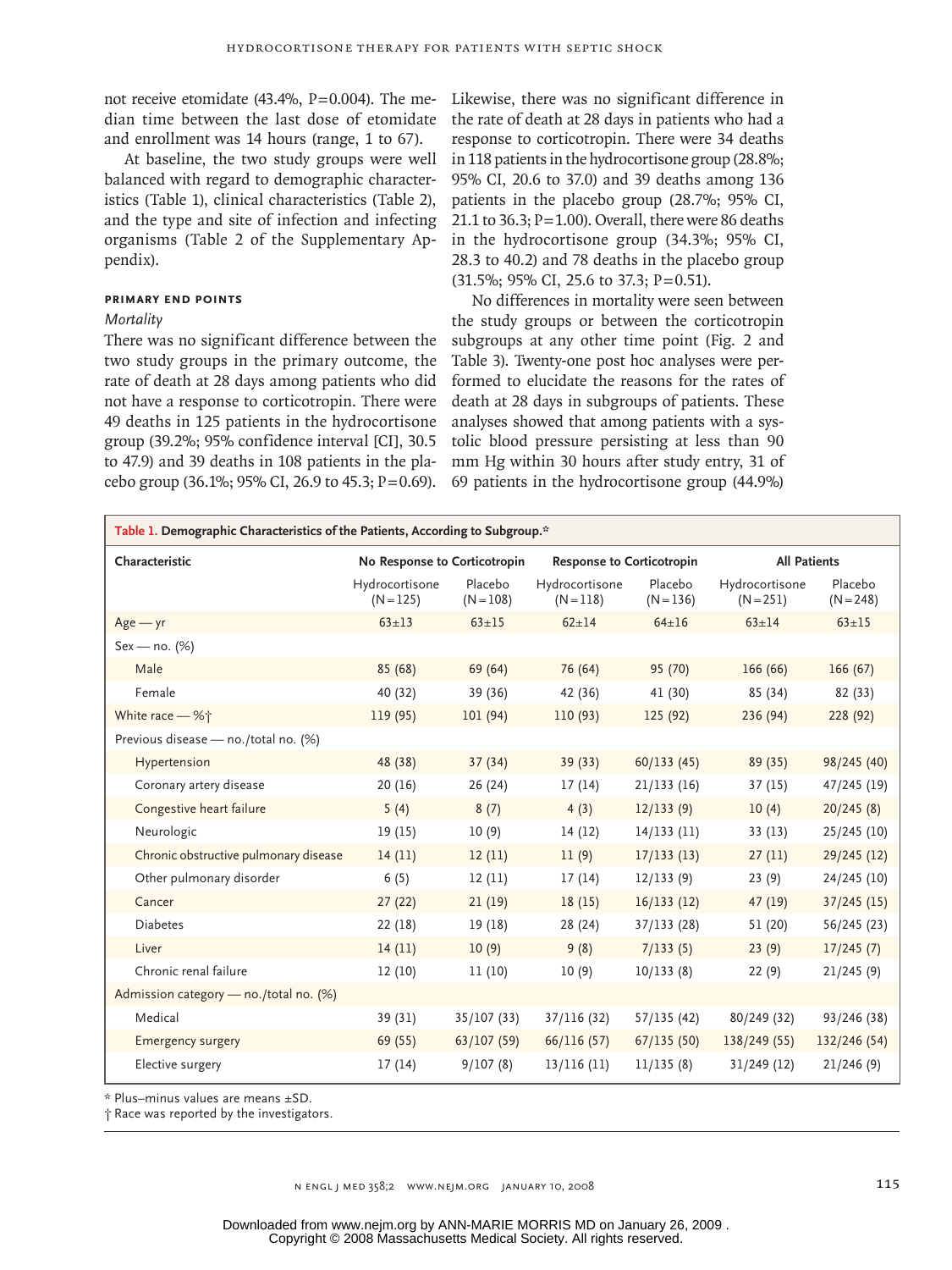not receive etomidate (43.4%, P=0.004). The median time between the last dose of etomidate and enrollment was 14 hours (range, 1 to 67).

At baseline, the two study groups were well balanced with regard to demographic characteristics (Table 1), clinical characteristics (Table 2), and the type and site of infection and infecting organisms (Table 2 of the Supplementary Appendix).

### PRIMARY END POINTS

#### *Mortality*

There was no significant difference between the two study groups in the primary outcome, the rate of death at 28 days among patients who did not have a response to corticotropin. There were 49 deaths in 125 patients in the hydrocortisone group (39.2%; 95% confidence interval [CI], 30.5 to 47.9) and 39 deaths in 108 patients in the placebo group (36.1%; 95% CI, 26.9 to 45.3; P=0.69). Likewise, there was no significant difference in the rate of death at 28 days in patients who had a response to corticotropin. There were 34 deaths in 118 patients in the hydrocortisone group (28.8%; 95% CI, 20.6 to 37.0) and 39 deaths among 136 patients in the placebo group (28.7%; 95% CI, 21.1 to 36.3; P=1.00). Overall, there were 86 deaths in the hydrocortisone group (34.3%; 95% CI, 28.3 to 40.2) and 78 deaths in the placebo group (31.5%; 95% CI, 25.6 to 37.3; P=0.51).

No differences in mortality were seen between the study groups or between the corticotropin subgroups at any other time point (Fig. 2 and Table 3). Twenty-one post hoc analyses were performed to elucidate the reasons for the rates of death at 28 days in subgroups of patients. These analyses showed that among patients with a systolic blood pressure persisting at less than 90 mm Hg within 30 hours after study entry, 31 of 69 patients in the hydrocortisone group (44.9%)

**Table 1. Demographic Characteristics of the Patients, According to Subgroup.***

| Characteristic | No Response to Corticotropin | | Response to Corticotropin | | All Patients | |
|---|---|---|---|---|---|---|
| | Hydrocortisone (N=125) | Placebo (N=108) | Hydrocortisone (N=118) | Placebo (N=136) | Hydrocortisone (N=251) | Placebo (N=248) |
| Age — yr | 63±13 | 63±15 | 62±14 | 64±16 | 63±14 | 63±15 |
| Sex — no. (%) | | | | | | |
| Male | 85 (68) | 69 (64) | 76 (64) | 95 (70) | 166 (66) | 166 (67) |
| Female | 40 (32) | 39 (36) | 42 (36) | 41 (30) | 85 (34) | 82 (33) |
| White race — %† | 119 (95) | 101 (94) | 110 (93) | 125 (92) | 236 (94) | 228 (92) |
| Previous disease — no./total no. (%) | | | | | | |
| Hypertension | 48 (38) | 37 (34) | 39 (33) | 60/133 (45) | 89 (35) | 98/245 (40) |
| Coronary artery disease | 20 (16) | 26 (24) | 17 (14) | 21/133 (16) | 37 (15) | 47/245 (19) |
| Congestive heart failure | 5 (4) | 8 (7) | 4 (3) | 12/133 (9) | 10 (4) | 20/245 (8) |
| Neurologic | 19 (15) | 10 (9) | 14 (12) | 14/133 (11) | 33 (13) | 25/245 (10) |
| Chronic obstructive pulmonary disease | 14 (11) | 12 (11) | 11 (9) | 17/133 (13) | 27 (11) | 29/245 (12) |
| Other pulmonary disorder | 6 (5) | 12 (11) | 17 (14) | 12/133 (9) | 23 (9) | 24/245 (10) |
| Cancer | 27 (22) | 21 (19) | 18 (15) | 16/133 (12) | 47 (19) | 37/245 (15) |
| Diabetes | 22 (18) | 19 (18) | 28 (24) | 37/133 (28) | 51 (20) | 56/245 (23) |
| Liver | 14 (11) | 10 (9) | 9 (8) | 7/133 (5) | 23 (9) | 17/245 (7) |
| Chronic renal failure | 12 (10) | 11 (10) | 10 (9) | 10/133 (8) | 22 (9) | 21/245 (9) |
| Admission category — no./total no. (%) | | | | | | |
| Medical | 39 (31) | 35/107 (33) | 37/116 (32) | 57/135 (42) | 80/249 (32) | 93/246 (38) |
| Emergency surgery | 69 (55) | 63/107 (59) | 66/116 (57) | 67/135 (50) | 138/249 (55) | 132/246 (54) |
| Elective surgery | 17 (14) | 9/107 (8) | 13/116 (11) | 11/135 (8) | 31/249 (12) | 21/246 (9) |

\* Plus–minus values are means ±SD.

† Race was reported by the investigators.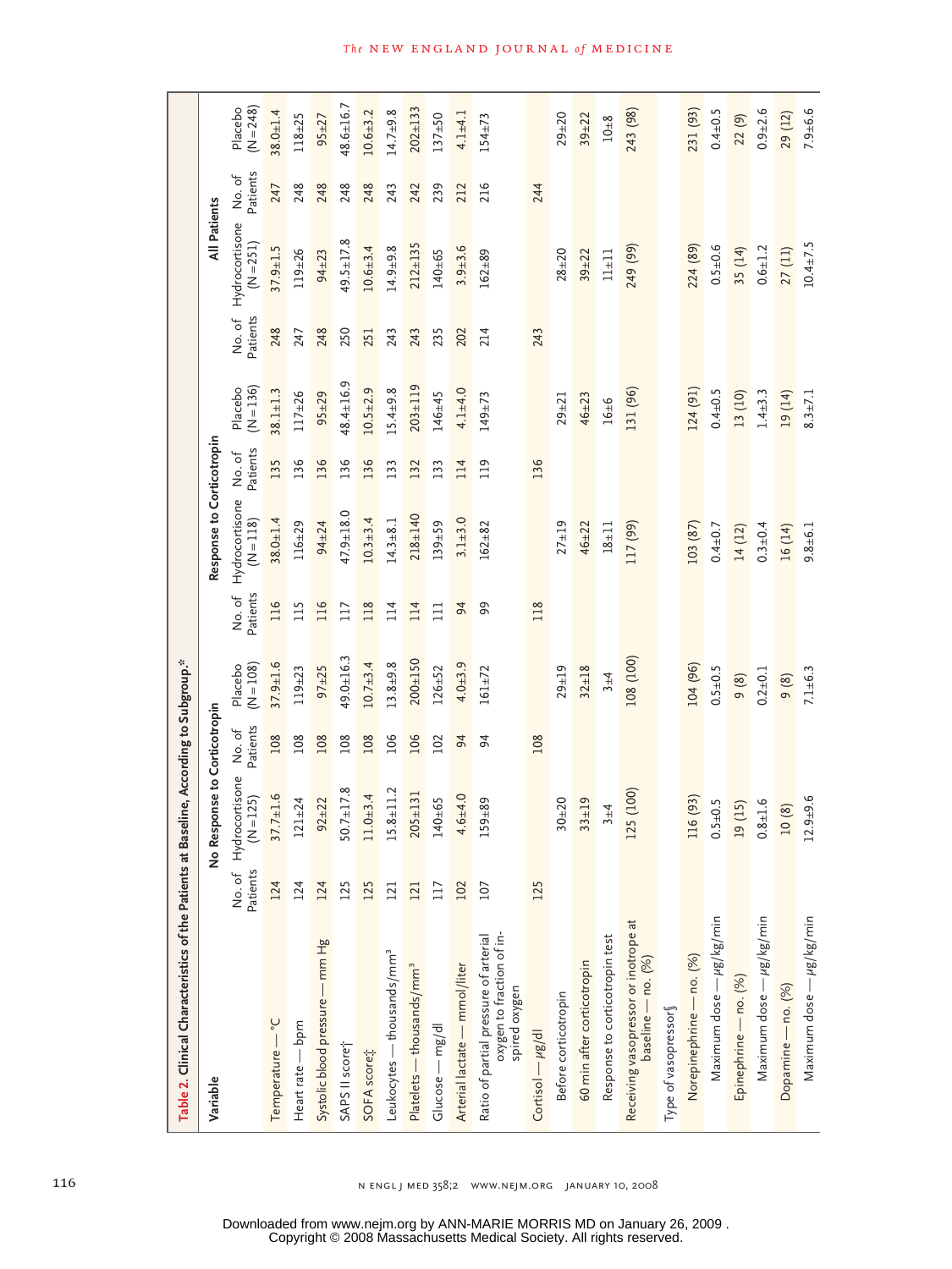**Table 2. Clinical Characteristics of the Patients at Baseline, According to Subgroup.***

| Variable | No Response to Corticotropin | | | | Response to Corticotropin | | | | All Patients | | | |
|---|---|---|---|---|---|---|---|---|---|---|---|---|
| | No. of Patients | Hydrocortisone (N=125) | No. of Patients | Placebo (N=108) | No. of Patients | Hydrocortisone (N=118) | No. of Patients | Placebo (N=136) | No. of Patients | Hydrocortisone (N=251) | No. of Patients | Placebo (N=248) |
| Temperature — °C | 124 | 37.7±1.6 | 108 | 37.9±1.6 | 116 | 38.0±1.4 | 135 | 38.1±1.3 | 248 | 37.9±1.5 | 247 | 38.0±1.4 |
| Heart rate — bpm | 124 | 121±24 | 108 | 119±23 | 115 | 116±29 | 136 | 117±26 | 247 | 119±26 | 248 | 118±25 |
| Systolic blood pressure — mm Hg | 124 | 92±22 | 108 | 97±25 | 116 | 94±24 | 136 | 95±29 | 248 | 94±23 | 248 | 95±27 |
| SAPS II score† | 125 | 50.7±17.8 | 108 | 49.0±16.3 | 117 | 47.9±18.0 | 136 | 48.4±16.9 | 250 | 49.5±17.8 | 248 | 48.6±16.7 |
| SOFA score‡ | 125 | 11.0±3.4 | 108 | 10.7±3.4 | 118 | 10.3±3.4 | 136 | 10.5±2.9 | 251 | 10.6±3.4 | 248 | 10.6±3.2 |
| Leukocytes — thousands/mm³ | 121 | 15.8±11.2 | 106 | 13.8±9.8 | 114 | 14.3±8.1 | 133 | 15.4±9.8 | 243 | 14.9±9.8 | 243 | 14.7±9.8 |
| Platelets — thousands/mm³ | 121 | 205±131 | 106 | 200±150 | 114 | 218±140 | 132 | 203±119 | 243 | 212±135 | 242 | 202±133 |
| Glucose — mg/dl | 117 | 140±65 | 102 | 126±52 | 111 | 139±59 | 133 | 146±45 | 235 | 140±65 | 239 | 137±50 |
| Arterial lactate — mmol/liter | 102 | 4.6±4.0 | 94 | 4.0±3.9 | 94 | 3.1±3.0 | 114 | 4.1±4.0 | 202 | 3.9±3.6 | 212 | 4.1±4.1 |
| Ratio of partial pressure of arterial oxygen to fraction of inspired oxygen | 107 | 159±89 | 94 | 161±72 | 99 | 162±82 | 119 | 149±73 | 214 | 162±89 | 216 | 154±73 |
| Cortisol — μg/dl | 125 | | 108 | | 118 | | 136 | | 243 | | 244 | |
| Before corticotropin | | 30±20 | | 29±19 | | 27±19 | | 29±21 | | 28±20 | | 29±20 |
| 60 min after corticotropin | | 33±19 | | 32±18 | | 46±22 | | 46±23 | | 39±22 | | 39±22 |
| Response to corticotropin test | | 3±4 | | 3±4 | | 18±11 | | 16±6 | | 11±11 | | 10±8 |
| Receiving vasopressor or inotrope at baseline — no. (%) | | 125 (100) | | 108 (100) | | 117 (99) | | 131 (96) | | 249 (99) | | 243 (98) |
| Type of vasopressor§ | | | | | | | | | | | | |
| Norepinephrine — no. (%) | | 116 (93) | | 104 (96) | | 103 (87) | | 124 (91) | | 224 (89) | | 231 (93) |
| Maximum dose — μg/kg/min | | 0.5±0.5 | | 0.5±0.5 | | 0.4±0.7 | | 0.4±0.5 | | 0.5±0.6 | | 0.4±0.5 |
| Epinephrine — no. (%) | | 19 (15) | | 9 (8) | | 14 (12) | | 13 (10) | | 35 (14) | | 22 (9) |
| Maximum dose — μg/kg/min | | 0.8±1.6 | | 0.2±0.1 | | 0.3±0.4 | | 1.4±3.3 | | 0.6±1.2 | | 0.9±2.6 |
| Dopamine — no. (%) | | 10 (8) | | 9 (8) | | 16 (14) | | 19 (14) | | 27 (11) | | 29 (12) |
| Maximum dose — μg/kg/min | | 12.9±9.6 | | 7.1±6.3 | | 9.8±6.1 | | 8.3±7.1 | | 10.4±7.5 | | 7.9±6.6 |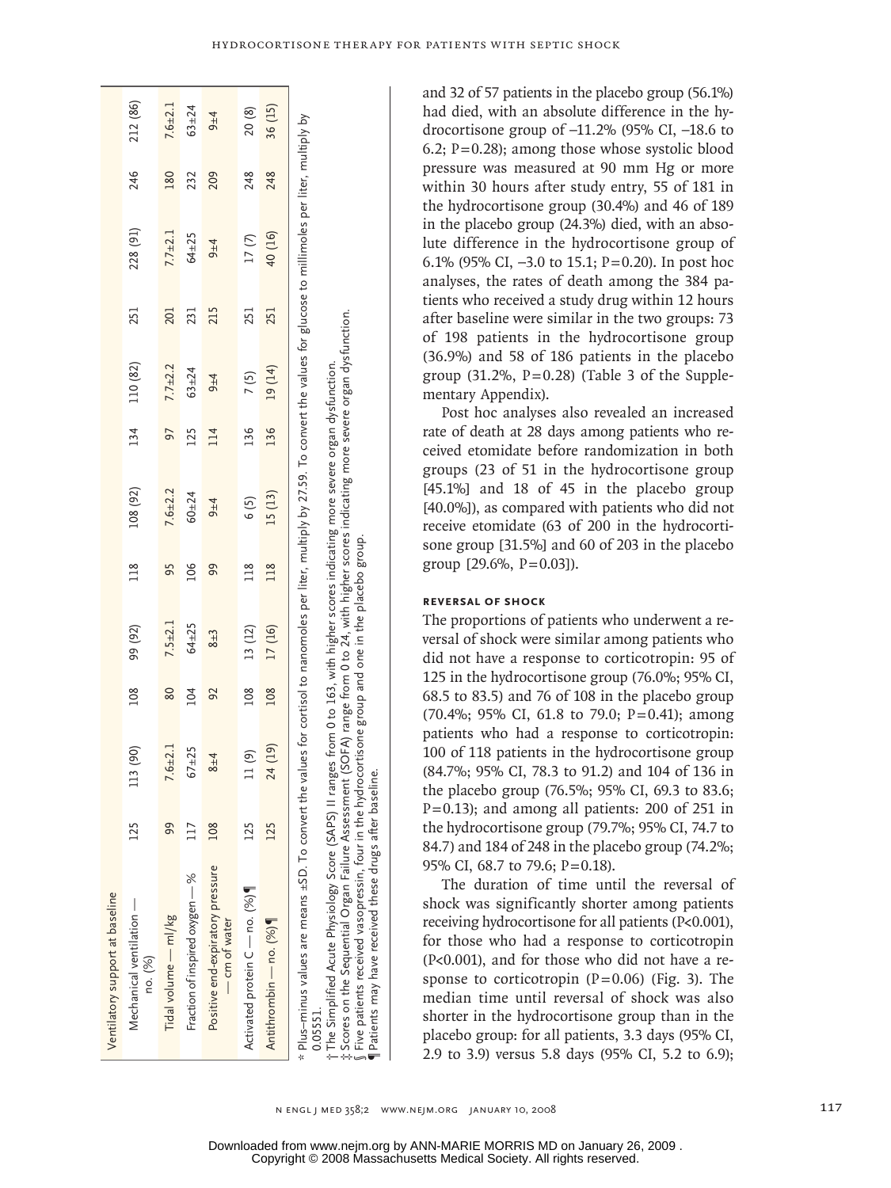| | | | | | | | | | | | | |
|---|---|---|---|---|---|---|---|---|---|---|---|---|
| **Ventilatory support at baseline** | | | | | | | | | | | | |
| Mechanical ventilation — no. (%) | 125 | 113 (90) | 108 | 99 (92) | 118 | 108 (92) | 134 | 110 (82) | 251 | 228 (91) | 246 | 212 (86) |
| Tidal volume — ml/kg | 99 | 7.6±2.1 | 80 | 7.5±2.1 | 95 | 7.6±2.2 | 97 | 7.7±2.2 | 201 | 7.7±2.1 | 180 | 7.6±2.1 |
| Fraction of inspired oxygen — % | 117 | 67±25 | 104 | 64±25 | 106 | 60±24 | 125 | 63±24 | 231 | 64±25 | 232 | 63±24 |
| Positive end-expiratory pressure — cm of water | 108 | 8±4 | 92 | 8±3 | 99 | 9±4 | 114 | 9±4 | 215 | 9±4 | 209 | 9±4 |
| Activated protein C — no. (%)¶ | 125 | 11 (9) | 108 | 13 (12) | 118 | 6 (5) | 136 | 7 (5) | 251 | 17 (7) | 248 | 20 (8) |
| Antithrombin — no. (%)¶ | 125 | 24 (19) | 108 | 17 (16) | 118 | 15 (13) | 136 | 19 (14) | 251 | 40 (16) | 248 | 36 (15) |

\* Plus–minus values are means ±SD. To convert the values for cortisol to nanomoles per liter, multiply by 27.59. To convert the values for glucose to millimoles per liter, multiply by 0.05551.
† The Simplified Acute Physiology Score (SAPS) II ranges from 0 to 163, with higher scores indicating more severe organ dysfunction.
‡ Scores on the Sequential Organ Failure Assessment (SOFA) range from 0 to 24, with higher scores indicating more severe organ dysfunction.
§ Five patients received vasopressin, four in the hydrocortisone group and one in the placebo group.
¶ Patients may have received these drugs after baseline.

and 32 of 57 patients in the placebo group (56.1%) had died, with an absolute difference in the hydrocortisone group of −11.2% (95% CI, −18.6 to 6.2; P=0.28); among those whose systolic blood pressure was measured at 90 mm Hg or more within 30 hours after study entry, 55 of 181 in the hydrocortisone group (30.4%) and 46 of 189 in the placebo group (24.3%) died, with an absolute difference in the hydrocortisone group of 6.1% (95% CI, −3.0 to 15.1; P=0.20). In post hoc analyses, the rates of death among the 384 patients who received a study drug within 12 hours after baseline were similar in the two groups: 73 of 198 patients in the hydrocortisone group (36.9%) and 58 of 186 patients in the placebo group (31.2%, P=0.28) (Table 3 of the Supplementary Appendix).

Post hoc analyses also revealed an increased rate of death at 28 days among patients who received etomidate before randomization in both groups (23 of 51 in the hydrocortisone group [45.1%] and 18 of 45 in the placebo group [40.0%]), as compared with patients who did not receive etomidate (63 of 200 in the hydrocortisone group [31.5%] and 60 of 203 in the placebo group [29.6%, P=0.03]).

### REVERSAL OF SHOCK

The proportions of patients who underwent a reversal of shock were similar among patients who did not have a response to corticotropin: 95 of 125 in the hydrocortisone group (76.0%; 95% CI, 68.5 to 83.5) and 76 of 108 in the placebo group (70.4%; 95% CI, 61.8 to 79.0; P=0.41); among patients who had a response to corticotropin: 100 of 118 patients in the hydrocortisone group (84.7%; 95% CI, 78.3 to 91.2) and 104 of 136 in the placebo group (76.5%; 95% CI, 69.3 to 83.6; P=0.13); and among all patients: 200 of 251 in the hydrocortisone group (79.7%; 95% CI, 74.7 to 84.7) and 184 of 248 in the placebo group (74.2%; 95% CI, 68.7 to 79.6; P=0.18).

The duration of time until the reversal of shock was significantly shorter among patients receiving hydrocortisone for all patients (P<0.001), for those who had a response to corticotropin (P<0.001), and for those who did not have a response to corticotropin (P=0.06) (Fig. 3). The median time until reversal of shock was also shorter in the hydrocortisone group than in the placebo group: for all patients, 3.3 days (95% CI, 2.9 to 3.9) versus 5.8 days (95% CI, 5.2 to 6.9);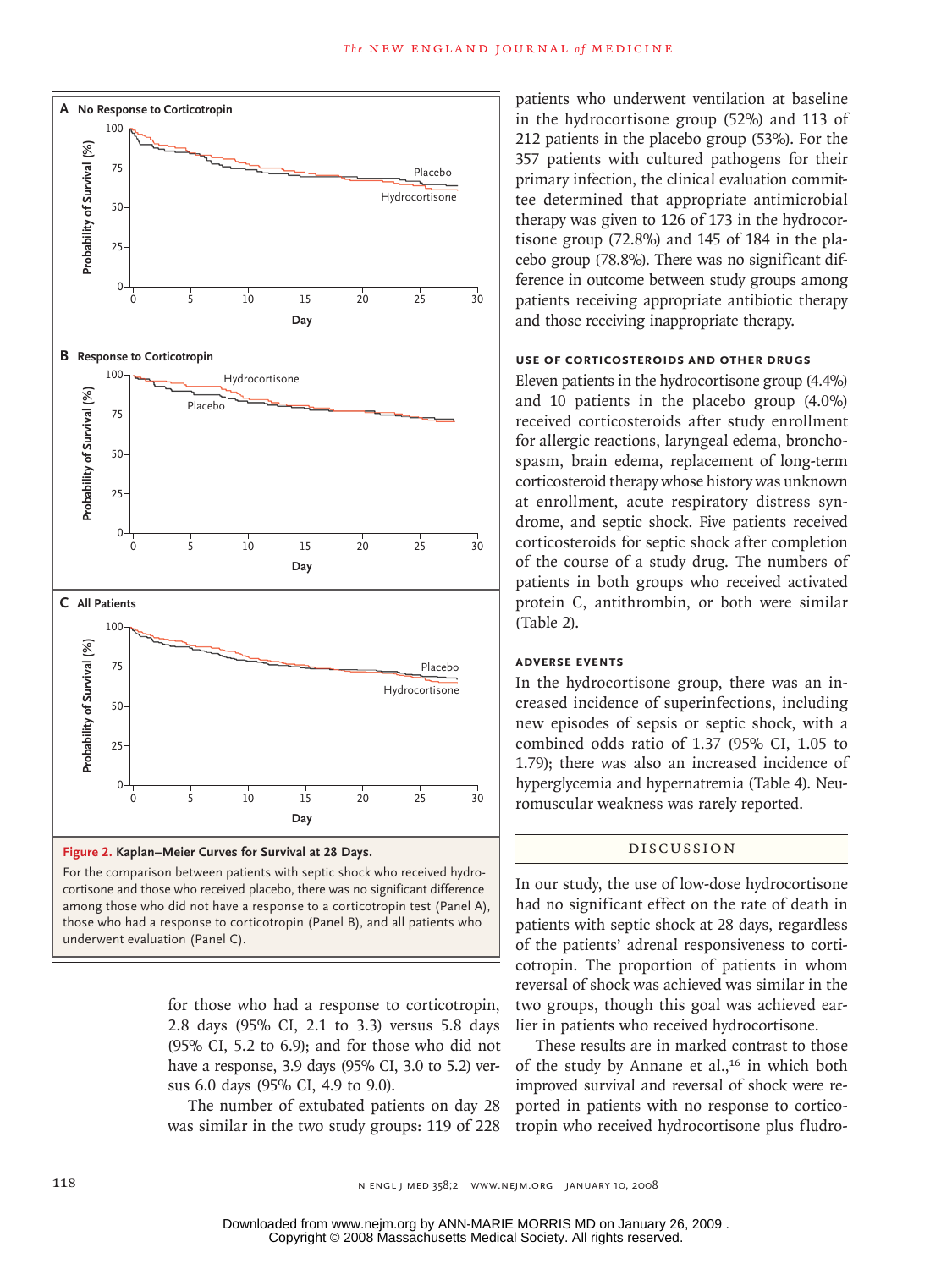**Figure 2. Kaplan–Meier Curves for Survival at 28 Days.**

For the comparison between patients with septic shock who received hydrocortisone and those who received placebo, there was no significant difference among those who did not have a response to a corticotropin test (Panel A), those who had a response to corticotropin (Panel B), and all patients who underwent evaluation (Panel C).

for those who had a response to corticotropin, 2.8 days (95% CI, 2.1 to 3.3) versus 5.8 days (95% CI, 5.2 to 6.9); and for those who did not have a response, 3.9 days (95% CI, 3.0 to 5.2) versus 6.0 days (95% CI, 4.9 to 9.0).

The number of extubated patients on day 28 was similar in the two study groups: 119 of 228 patients who underwent ventilation at baseline in the hydrocortisone group (52%) and 113 of 212 patients in the placebo group (53%). For the 357 patients with cultured pathogens for their primary infection, the clinical evaluation committee determined that appropriate antimicrobial therapy was given to 126 of 173 in the hydrocortisone group (72.8%) and 145 of 184 in the placebo group (78.8%). There was no significant difference in outcome between study groups among patients receiving appropriate antibiotic therapy and those receiving inappropriate therapy.

### USE OF CORTICOSTEROIDS AND OTHER DRUGS

Eleven patients in the hydrocortisone group (4.4%) and 10 patients in the placebo group (4.0%) received corticosteroids after study enrollment for allergic reactions, laryngeal edema, bronchospasm, brain edema, replacement of long-term corticosteroid therapy whose history was unknown at enrollment, acute respiratory distress syndrome, and septic shock. Five patients received corticosteroids for septic shock after completion of the course of a study drug. The numbers of patients in both groups who received activated protein C, antithrombin, or both were similar (Table 2).

### ADVERSE EVENTS

In the hydrocortisone group, there was an increased incidence of superinfections, including new episodes of sepsis or septic shock, with a combined odds ratio of 1.37 (95% CI, 1.05 to 1.79); there was also an increased incidence of hyperglycemia and hypernatremia (Table 4). Neuromuscular weakness was rarely reported.

## DISCUSSION

In our study, the use of low-dose hydrocortisone had no significant effect on the rate of death in patients with septic shock at 28 days, regardless of the patients' adrenal responsiveness to corticotropin. The proportion of patients in whom reversal of shock was achieved was similar in the two groups, though this goal was achieved earlier in patients who received hydrocortisone.

These results are in marked contrast to those of the study by Annane et al.,[16] in which both improved survival and reversal of shock were reported in patients with no response to corticotropin who received hydrocortisone plus fludro-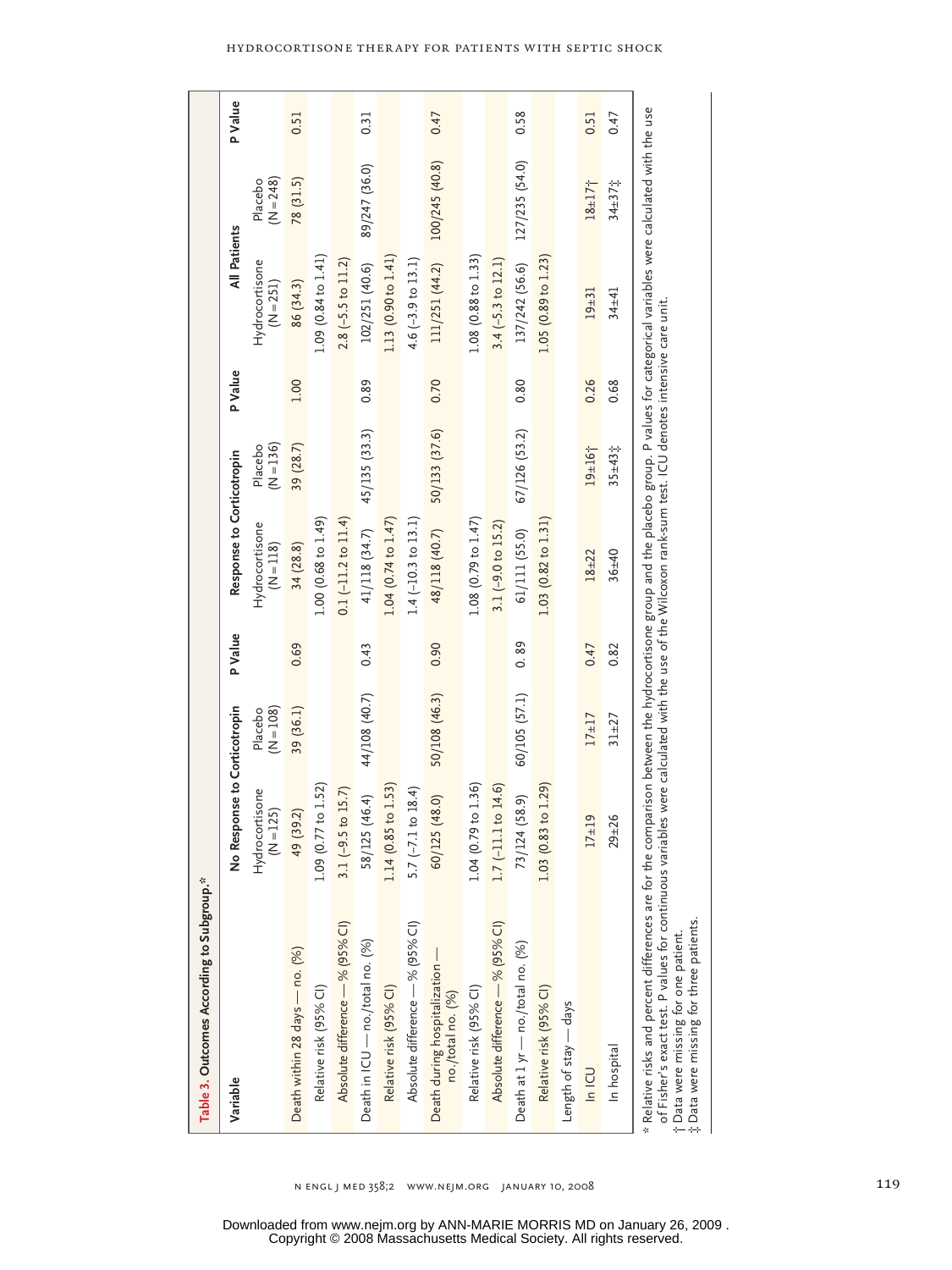**Table 3.** Outcomes According to Subgroup.*

| Variable | No Response to Corticotropin | | P Value | Response to Corticotropin | | P Value | All Patients | | P Value |
|---|---|---|---|---|---|---|---|---|---|
| | Hydrocortisone (N=125) | Placebo (N=108) | | Hydrocortisone (N=118) | Placebo (N=136) | | Hydrocortisone (N=251) | Placebo (N=248) | |
| Death within 28 days — no. (%) | 49 (39.2) | 39 (36.1) | 0.69 | 34 (28.8) | 39 (28.7) | 1.00 | 86 (34.3) | 78 (31.5) | 0.51 |
| Relative risk (95% CI) | 1.09 (0.77 to 1.52) | | | 1.00 (0.68 to 1.49) | | | 1.09 (0.84 to 1.41) | | |
| Absolute difference — % (95% CI) | 3.1 (−9.5 to 15.7) | | | 0.1 (−11.2 to 11.4) | | | 2.8 (−5.5 to 11.2) | | |
| Death in ICU — no./total no. (%) | 58/125 (46.4) | 44/108 (40.7) | 0.43 | 41/118 (34.7) | 45/135 (33.3) | 0.89 | 102/251 (40.6) | 89/247 (36.0) | 0.31 |
| Relative risk (95% CI) | 1.14 (0.85 to 1.53) | | | 1.04 (0.74 to 1.47) | | | 1.13 (0.90 to 1.41) | | |
| Absolute difference — % (95% CI) | 5.7 (−7.1 to 18.4) | | | 1.4 (−10.3 to 13.1) | | | 4.6 (−3.9 to 13.1) | | |
| Death during hospitalization — no./total no. (%) | 60/125 (48.0) | 50/108 (46.3) | 0.90 | 48/118 (40.7) | 50/133 (37.6) | 0.70 | 111/251 (44.2) | 100/245 (40.8) | 0.47 |
| Relative risk (95% CI) | 1.04 (0.79 to 1.36) | | | 1.08 (0.79 to 1.47) | | | 1.08 (0.88 to 1.33) | | |
| Absolute difference — % (95% CI) | 1.7 (−11.1 to 14.6) | | | 3.1 (−9.0 to 15.2) | | | 3.4 (−5.3 to 12.1) | | |
| Death at 1 yr — no./total no. (%) | 73/124 (58.9) | 60/105 (57.1) | 0.89 | 61/111 (55.0) | 67/126 (53.2) | 0.80 | 137/242 (56.6) | 127/235 (54.0) | 0.58 |
| Relative risk (95% CI) | 1.03 (0.83 to 1.29) | | | 1.03 (0.82 to 1.31) | | | 1.05 (0.89 to 1.23) | | |
| Length of stay — days | | | | | | | | | |
| In ICU | 17±19 | 17±17 | 0.47 | 18±22 | 19±16† | 0.26 | 19±31 | 18±17† | 0.51 |
| In hospital | 29±26 | 31±27 | 0.82 | 36±40 | 35±43‡ | 0.68 | 34±41 | 34±37‡ | 0.47 |

\* Relative risks and percent differences are for the comparison between the hydrocortisone group and the placebo group. P values for categorical variables were calculated with the use of Fisher's exact test. P values for continuous variables were calculated with the use of the Wilcoxon rank-sum test. ICU denotes intensive care unit.

† Data were missing for one patient.

‡ Data were missing for three patients.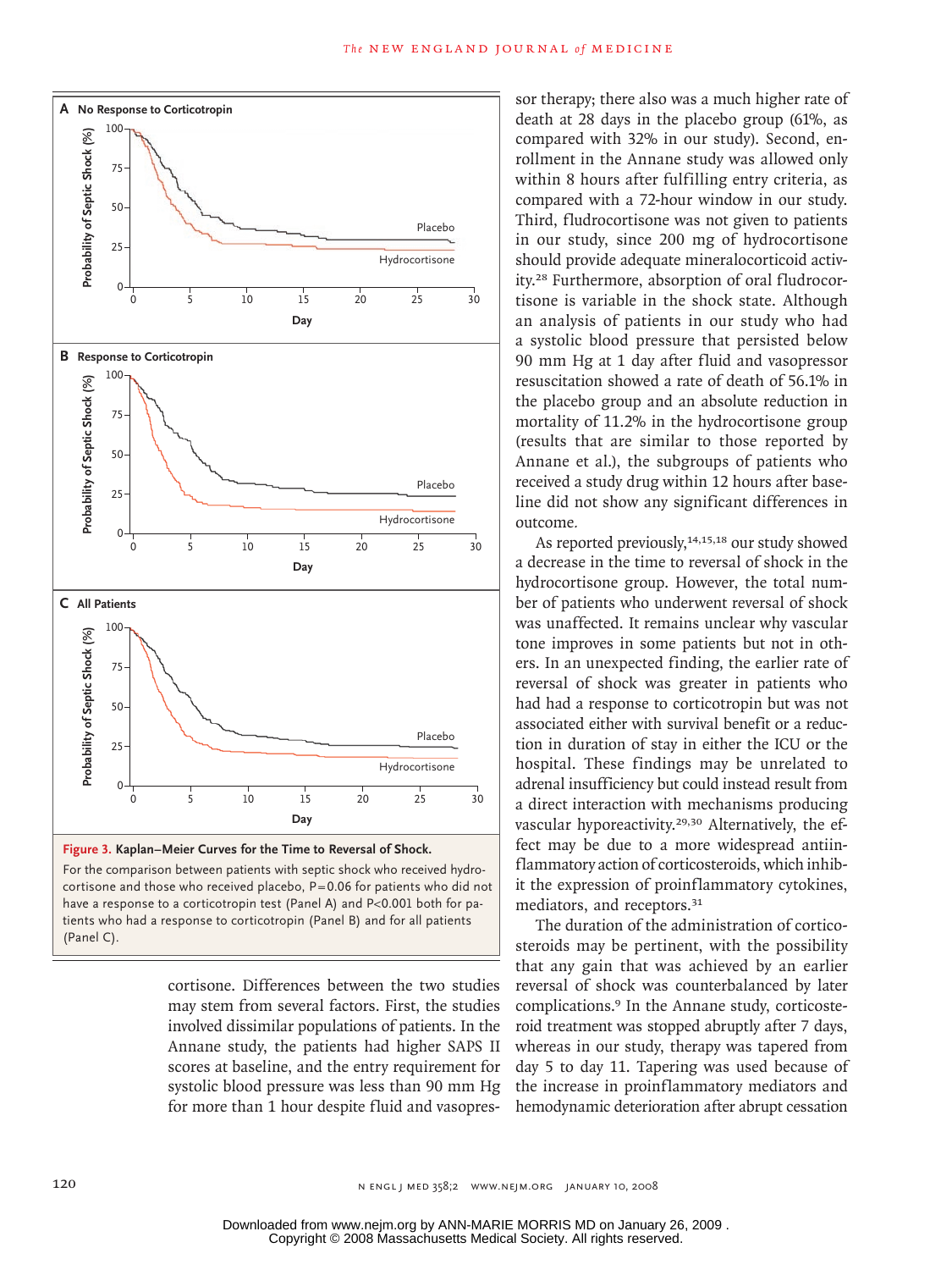**Figure 3. Kaplan–Meier Curves for the Time to Reversal of Shock.**

For the comparison between patients with septic shock who received hydrocortisone and those who received placebo, P=0.06 for patients who did not have a response to a corticotropin test (Panel A) and P<0.001 both for patients who had a response to corticotropin (Panel B) and for all patients (Panel C).

cortisone. Differences between the two studies may stem from several factors. First, the studies involved dissimilar populations of patients. In the Annane study, the patients had higher SAPS II scores at baseline, and the entry requirement for systolic blood pressure was less than 90 mm Hg for more than 1 hour despite fluid and vasopressor therapy; there also was a much higher rate of death at 28 days in the placebo group (61%, as compared with 32% in our study). Second, enrollment in the Annane study was allowed only within 8 hours after fulfilling entry criteria, as compared with a 72-hour window in our study. Third, fludrocortisone was not given to patients in our study, since 200 mg of hydrocortisone should provide adequate mineralocorticoid activity.[28] Furthermore, absorption of oral fludrocortisone is variable in the shock state. Although an analysis of patients in our study who had a systolic blood pressure that persisted below 90 mm Hg at 1 day after fluid and vasopressor resuscitation showed a rate of death of 56.1% in the placebo group and an absolute reduction in mortality of 11.2% in the hydrocortisone group (results that are similar to those reported by Annane et al.), the subgroups of patients who received a study drug within 12 hours after baseline did not show any significant differences in outcome.

As reported previously,[14,15,18] our study showed a decrease in the time to reversal of shock in the hydrocortisone group. However, the total number of patients who underwent reversal of shock was unaffected. It remains unclear why vascular tone improves in some patients but not in others. In an unexpected finding, the earlier rate of reversal of shock was greater in patients who had had a response to corticotropin but was not associated either with survival benefit or a reduction in duration of stay in either the ICU or the hospital. These findings may be unrelated to adrenal insufficiency but could instead result from a direct interaction with mechanisms producing vascular hyporeactivity.[29,30] Alternatively, the effect may be due to a more widespread antiinflammatory action of corticosteroids, which inhibit the expression of proinflammatory cytokines, mediators, and receptors.[31]

The duration of the administration of corticosteroids may be pertinent, with the possibility that any gain that was achieved by an earlier reversal of shock was counterbalanced by later complications.[9] In the Annane study, corticosteroid treatment was stopped abruptly after 7 days, whereas in our study, therapy was tapered from day 5 to day 11. Tapering was used because of the increase in proinflammatory mediators and hemodynamic deterioration after abrupt cessation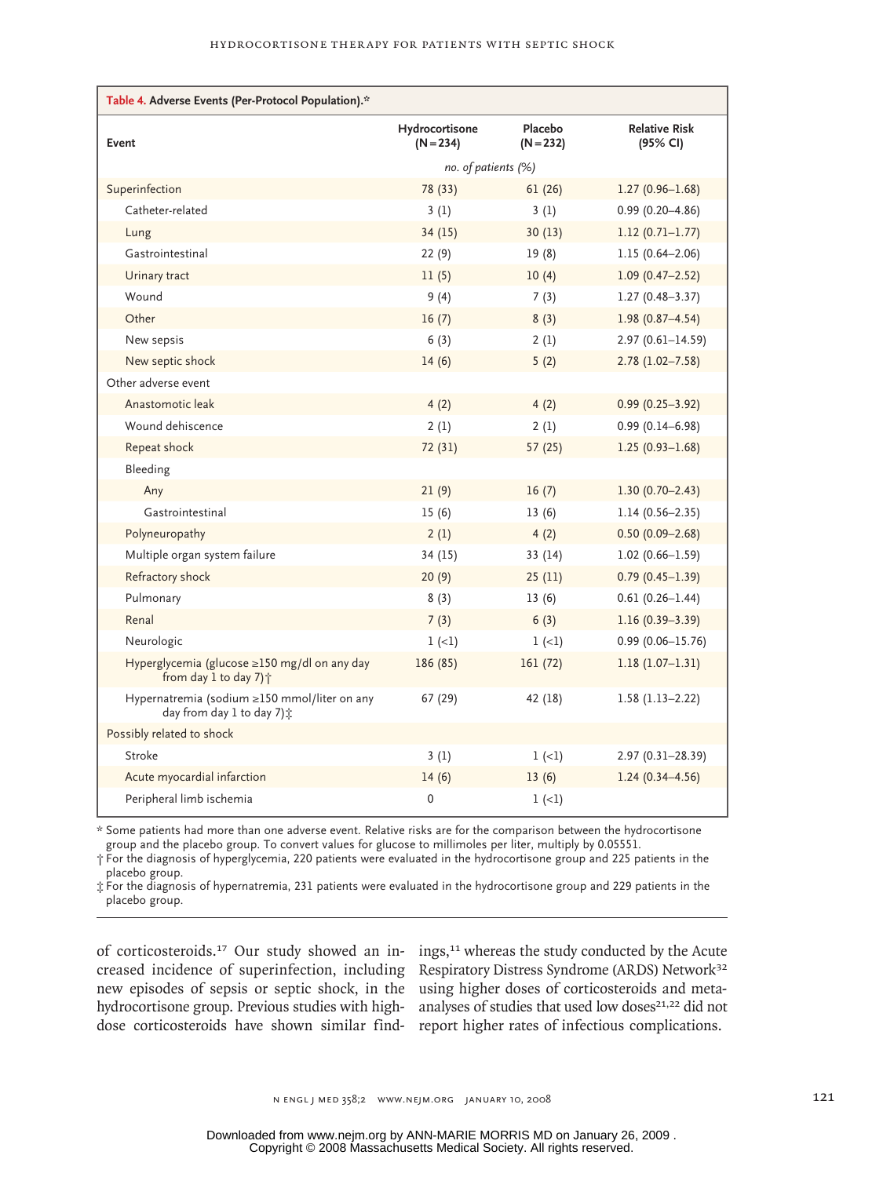**Table 4. Adverse Events (Per-Protocol Population).***

| Event | Hydrocortisone (N=234) | Placebo (N=232) | Relative Risk (95% CI) |
|---|---|---|---|
| | *no. of patients (%)* | | |
| Superinfection | 78 (33) | 61 (26) | 1.27 (0.96–1.68) |
| Catheter-related | 3 (1) | 3 (1) | 0.99 (0.20–4.86) |
| Lung | 34 (15) | 30 (13) | 1.12 (0.71–1.77) |
| Gastrointestinal | 22 (9) | 19 (8) | 1.15 (0.64–2.06) |
| Urinary tract | 11 (5) | 10 (4) | 1.09 (0.47–2.52) |
| Wound | 9 (4) | 7 (3) | 1.27 (0.48–3.37) |
| Other | 16 (7) | 8 (3) | 1.98 (0.87–4.54) |
| New sepsis | 6 (3) | 2 (1) | 2.97 (0.61–14.59) |
| New septic shock | 14 (6) | 5 (2) | 2.78 (1.02–7.58) |
| Other adverse event | | | |
| Anastomotic leak | 4 (2) | 4 (2) | 0.99 (0.25–3.92) |
| Wound dehiscence | 2 (1) | 2 (1) | 0.99 (0.14–6.98) |
| Repeat shock | 72 (31) | 57 (25) | 1.25 (0.93–1.68) |
| Bleeding | | | |
| Any | 21 (9) | 16 (7) | 1.30 (0.70–2.43) |
| Gastrointestinal | 15 (6) | 13 (6) | 1.14 (0.56–2.35) |
| Polyneuropathy | 2 (1) | 4 (2) | 0.50 (0.09–2.68) |
| Multiple organ system failure | 34 (15) | 33 (14) | 1.02 (0.66–1.59) |
| Refractory shock | 20 (9) | 25 (11) | 0.79 (0.45–1.39) |
| Pulmonary | 8 (3) | 13 (6) | 0.61 (0.26–1.44) |
| Renal | 7 (3) | 6 (3) | 1.16 (0.39–3.39) |
| Neurologic | 1 (<1) | 1 (<1) | 0.99 (0.06–15.76) |
| Hyperglycemia (glucose ≥150 mg/dl on any day from day 1 to day 7)† | 186 (85) | 161 (72) | 1.18 (1.07–1.31) |
| Hypernatremia (sodium ≥150 mmol/liter on any day from day 1 to day 7)‡ | 67 (29) | 42 (18) | 1.58 (1.13–2.22) |
| Possibly related to shock | | | |
| Stroke | 3 (1) | 1 (<1) | 2.97 (0.31–28.39) |
| Acute myocardial infarction | 14 (6) | 13 (6) | 1.24 (0.34–4.56) |
| Peripheral limb ischemia | 0 | 1 (<1) | |

* Some patients had more than one adverse event. Relative risks are for the comparison between the hydrocortisone group and the placebo group. To convert values for glucose to millimoles per liter, multiply by 0.05551.

† For the diagnosis of hyperglycemia, 220 patients were evaluated in the hydrocortisone group and 225 patients in the placebo group.

‡ For the diagnosis of hypernatremia, 231 patients were evaluated in the hydrocortisone group and 229 patients in the placebo group.

of corticosteroids.[17] Our study showed an increased incidence of superinfection, including new episodes of sepsis or septic shock, in the hydrocortisone group. Previous studies with high-dose corticosteroids have shown similar findings,[11] whereas the study conducted by the Acute Respiratory Distress Syndrome (ARDS) Network[32] using higher doses of corticosteroids and meta-analyses of studies that used low doses[21,22] did not report higher rates of infectious complications.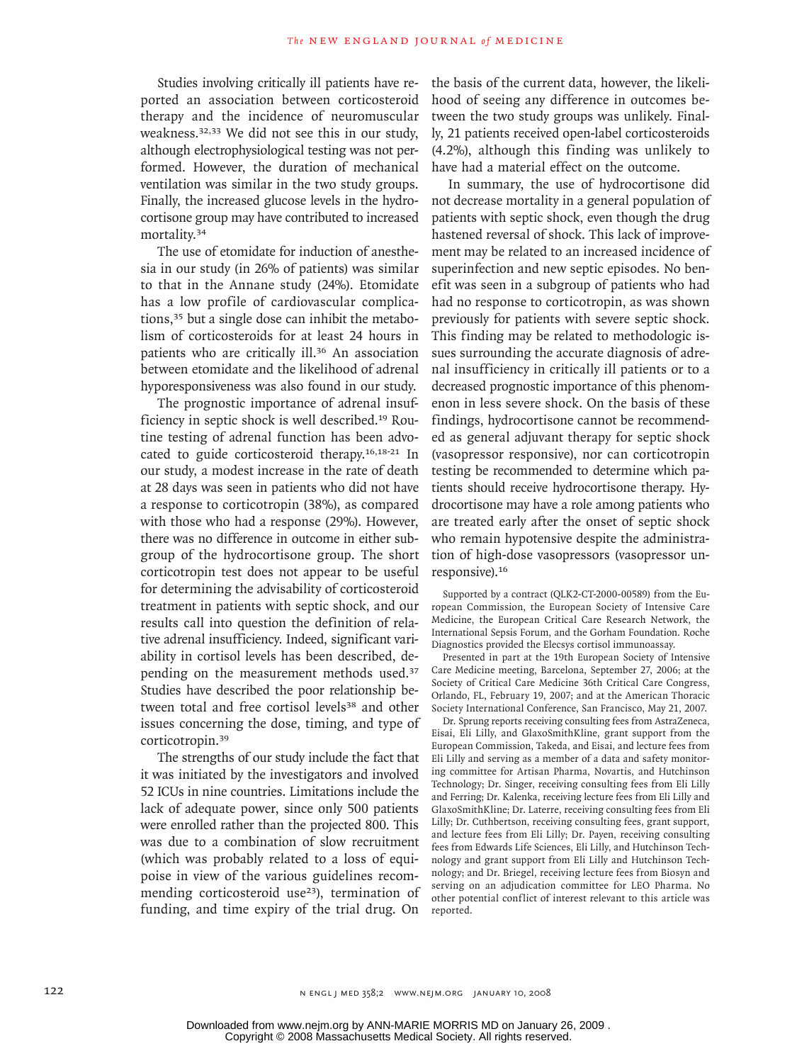Studies involving critically ill patients have reported an association between corticosteroid therapy and the incidence of neuromuscular weakness.[32,33] We did not see this in our study, although electrophysiological testing was not performed. However, the duration of mechanical ventilation was similar in the two study groups. Finally, the increased glucose levels in the hydrocortisone group may have contributed to increased mortality.[34]

The use of etomidate for induction of anesthesia in our study (in 26% of patients) was similar to that in the Annane study (24%). Etomidate has a low profile of cardiovascular complications,[35] but a single dose can inhibit the metabolism of corticosteroids for at least 24 hours in patients who are critically ill.[36] An association between etomidate and the likelihood of adrenal hyporesponsiveness was also found in our study.

The prognostic importance of adrenal insufficiency in septic shock is well described.[19] Routine testing of adrenal function has been advocated to guide corticosteroid therapy.[16,18-21] In our study, a modest increase in the rate of death at 28 days was seen in patients who did not have a response to corticotropin (38%), as compared with those who had a response (29%). However, there was no difference in outcome in either subgroup of the hydrocortisone group. The short corticotropin test does not appear to be useful for determining the advisability of corticosteroid treatment in patients with septic shock, and our results call into question the definition of relative adrenal insufficiency. Indeed, significant variability in cortisol levels has been described, depending on the measurement methods used.[37] Studies have described the poor relationship between total and free cortisol levels[38] and other issues concerning the dose, timing, and type of corticotropin.[39]

The strengths of our study include the fact that it was initiated by the investigators and involved 52 ICUs in nine countries. Limitations include the lack of adequate power, since only 500 patients were enrolled rather than the projected 800. This was due to a combination of slow recruitment (which was probably related to a loss of equipoise in view of the various guidelines recommending corticosteroid use[23]), termination of funding, and time expiry of the trial drug. On the basis of the current data, however, the likelihood of seeing any difference in outcomes between the two study groups was unlikely. Finally, 21 patients received open-label corticosteroids (4.2%), although this finding was unlikely to have had a material effect on the outcome.

In summary, the use of hydrocortisone did not decrease mortality in a general population of patients with septic shock, even though the drug hastened reversal of shock. This lack of improvement may be related to an increased incidence of superinfection and new septic episodes. No benefit was seen in a subgroup of patients who had had no response to corticotropin, as was shown previously for patients with severe septic shock. This finding may be related to methodologic issues surrounding the accurate diagnosis of adrenal insufficiency in critically ill patients or to a decreased prognostic importance of this phenomenon in less severe shock. On the basis of these findings, hydrocortisone cannot be recommended as general adjuvant therapy for septic shock (vasopressor responsive), nor can corticotropin testing be recommended to determine which patients should receive hydrocortisone therapy. Hydrocortisone may have a role among patients who are treated early after the onset of septic shock who remain hypotensive despite the administration of high-dose vasopressors (vasopressor unresponsive).[16]

Supported by a contract (QLK2-CT-2000-00589) from the European Commission, the European Society of Intensive Care Medicine, the European Critical Care Research Network, the International Sepsis Forum, and the Gorham Foundation. Roche Diagnostics provided the Elecsys cortisol immunoassay.

Presented in part at the 19th European Society of Intensive Care Medicine meeting, Barcelona, September 27, 2006; at the Society of Critical Care Medicine 36th Critical Care Congress, Orlando, FL, February 19, 2007; and at the American Thoracic Society International Conference, San Francisco, May 21, 2007.

Dr. Sprung reports receiving consulting fees from AstraZeneca, Eisai, Eli Lilly, and GlaxoSmithKline, grant support from the European Commission, Takeda, and Eisai, and lecture fees from Eli Lilly and serving as a member of a data and safety monitoring committee for Artisan Pharma, Novartis, and Hutchinson Technology; Dr. Singer, receiving consulting fees from Eli Lilly and Ferring; Dr. Kalenka, receiving lecture fees from Eli Lilly and GlaxoSmithKline; Dr. Laterre, receiving consulting fees from Eli Lilly; Dr. Cuthbertson, receiving consulting fees, grant support, and lecture fees from Eli Lilly; Dr. Payen, receiving consulting fees from Edwards Life Sciences, Eli Lilly, and Hutchinson Technology and grant support from Eli Lilly and Hutchinson Technology; and Dr. Briegel, receiving lecture fees from Biosyn and serving on an adjudication committee for LEO Pharma. No other potential conflict of interest relevant to this article was reported.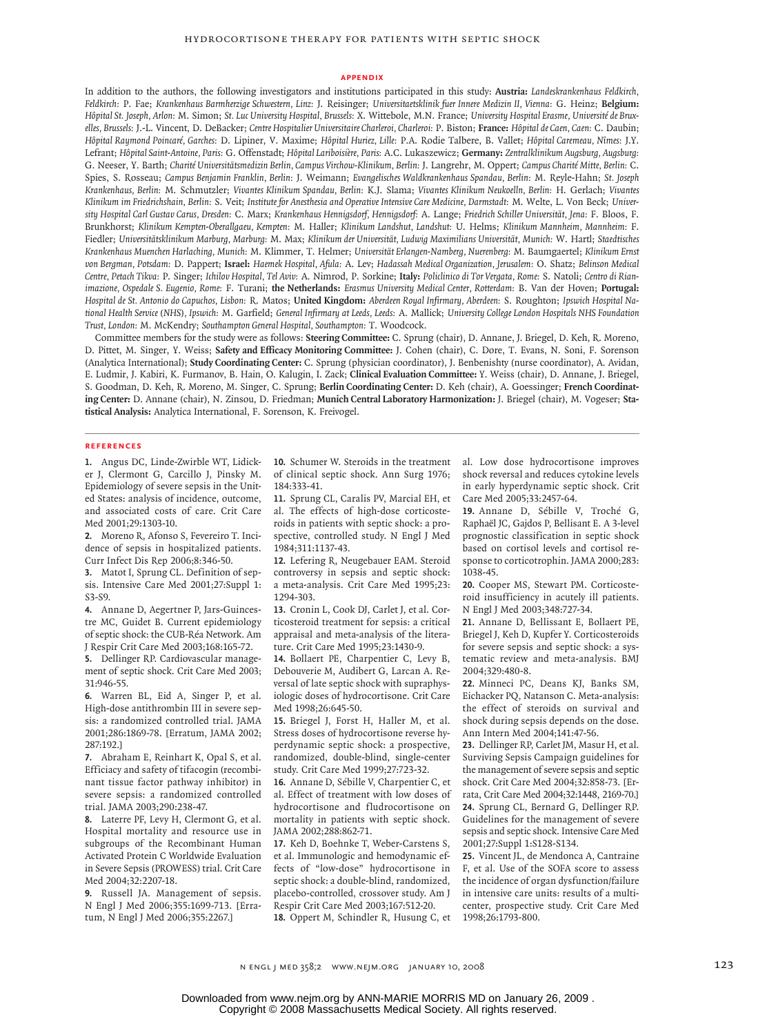## APPENDIX

In addition to the authors, the following investigators and institutions participated in this study: **Austria:** *Landeskrankenhaus Feldkirch, Feldkirch:* P. Fae; *Krankenhaus Barmherzige Schwestern, Linz:* J. Reisinger; *Universitaetsklinik fuer Innere Medizin II, Vienna:* G. Heinz; **Belgium:** *Hôpital St. Joseph, Arlon:* M. Simon; *St. Luc University Hospital, Brussels:* X. Wittebole, M.N. France; *University Hospital Erasme, Université de Bruxelles, Brussels:* J.-L. Vincent, D. DeBacker; *Centre Hospitalier Universitaire Charleroi, Charleroi:* P. Biston; **France:** *Hôpital de Caen, Caen:* C. Daubin; *Hôpital Raymond Poincaré, Garches:* D. Lipiner, V. Maxime; *Hôpital Huriez, Lille:* P.A. Rodie Talbere, B. Vallet; *Hôpital Caremeau, Nîmes:* J.Y. Lefrant; *Hôpital Saint-Antoine, Paris:* G. Offenstadt; *Hôpital Lariboisière, Paris:* A.C. Lukaszewicz; **Germany:** *Zentralklinikum Augsburg, Augsburg:* G. Neeser, Y. Barth; *Charité Universitätsmedizin Berlin, Campus Virchow-Klinikum, Berlin:* J. Langrehr, M. Oppert; *Campus Charité Mitte, Berlin:* C. Spies, S. Rosseau; *Campus Benjamin Franklin, Berlin:* J. Weimann; *Evangelisches Waldkrankenhaus Spandau, Berlin:* M. Reyle-Hahn; *St. Joseph Krankenhaus, Berlin:* M. Schmutzler; *Vivantes Klinikum Spandau, Berlin:* K.J. Slama; *Vivantes Klinikum Neukoelln, Berlin:* H. Gerlach; *Vivantes Klinikum im Friedrichshain, Berlin:* S. Veit; *Institute for Anesthesia and Operative Intensive Care Medicine, Darmstadt:* M. Welte, L. Von Beck; *University Hospital Carl Gustav Carus, Dresden:* C. Marx; *Krankenhaus Hennigsdorf, Hennigsdorf:* A. Lange; *Friedrich Schiller Universität, Jena:* F. Bloos, F. Brunkhorst; *Klinikum Kempten-Oberallgaeu, Kempten:* M. Haller; *Klinikum Landshut, Landshut:* U. Helms; *Klinikum Mannheim, Mannheim:* F. Fiedler; *Universitätsklinikum Marburg, Marburg:* M. Max; *Klinikum der Universität, Ludwig Maximilians Universität, Munich:* W. Hartl; *Staedtisches Krankenhaus Muenchen Harlaching, Munich:* M. Klimmer, T. Helmer; *Universität Erlangen-Namberg, Nuerenberg:* M. Baumgaertel; *Klinikum Ernst von Bergman, Potsdam:* D. Pappert; **Israel:** *Haemek Hospital, Afula:* A. Lev; *Hadassah Medical Organization, Jerusalem:* O. Shatz; *Belinson Medical Centre, Petach Tikva:* P. Singer; *Ichilov Hospital, Tel Aviv:* A. Nimrod, P. Sorkine; **Italy:** *Policlinico di Tor Vergata, Rome:* S. Natoli; *Centro di Rianimazione, Ospedale S. Eugenio, Rome:* F. Turani; **the Netherlands:** *Erasmus University Medical Center, Rotterdam:* B. Van der Hoven; **Portugal:** *Hospital de St. Antonio do Capuchos, Lisbon:* R. Matos; **United Kingdom:** *Aberdeen Royal Infirmary, Aberdeen:* S. Roughton; *Ipswich Hospital National Health Service (NHS), Ipswich:* M. Garfield; *General Infirmary at Leeds, Leeds:* A. Mallick; *University College London Hospitals NHS Foundation Trust, London:* M. McKendry; *Southampton General Hospital, Southampton:* T. Woodcock.

Committee members for the study were as follows: **Steering Committee:** C. Sprung (chair), D. Annane, J. Briegel, D. Keh, R. Moreno, D. Pittet, M. Singer, Y. Weiss; **Safety and Efficacy Monitoring Committee:** J. Cohen (chair), C. Dore, T. Evans, N. Soni, F. Sorenson (Analytica International); **Study Coordinating Center:** C. Sprung (physician coordinator), J. Benbenishty (nurse coordinator), A. Avidan, E. Ludmir, J. Kabiri, K. Furmanov, B. Hain, O. Kalugin, I. Zack; **Clinical Evaluation Committee:** Y. Weiss (chair), D. Annane, J. Briegel, S. Goodman, D. Keh, R. Moreno, M. Singer, C. Sprung; **Berlin Coordinating Center:** D. Keh (chair), A. Goessinger; **French Coordinating Center:** D. Annane (chair), N. Zinsou, D. Friedman; **Munich Central Laboratory Harmonization:** J. Briegel (chair), M. Vogeser; **Statistical Analysis:** Analytica International, F. Sorenson, K. Freivogel.

## REFERENCES

1. Angus DC, Linde-Zwirble WT, Lidicker J, Clermont G, Carcillo J, Pinsky M. Epidemiology of severe sepsis in the United States: analysis of incidence, outcome, and associated costs of care. Crit Care Med 2001;29:1303-10.
2. Moreno R, Afonso S, Fevereiro T. Incidence of sepsis in hospitalized patients. Curr Infect Dis Rep 2006;8:346-50.
3. Matot I, Sprung CL. Definition of sepsis. Intensive Care Med 2001;27:Suppl 1:S3-S9.
4. Annane D, Aegertner P, Jars-Guincestre MC, Guidet B. Current epidemiology of septic shock: the CUB-Réa Network. Am J Respir Crit Care Med 2003;168:165-72.
5. Dellinger RP. Cardiovascular management of septic shock. Crit Care Med 2003; 31:946-55.
6. Warren BL, Eid A, Singer P, et al. High-dose antithrombin III in severe sepsis: a randomized controlled trial. JAMA 2001;286:1869-78. [Erratum, JAMA 2002; 287:192.]
7. Abraham E, Reinhart K, Opal S, et al. Efficiacy and safety of tifacogin (recombinant tissue factor pathway inhibitor) in severe sepsis: a randomized controlled trial. JAMA 2003;290:238-47.
8. Laterre PF, Levy H, Clermont G, et al. Hospital mortality and resource use in subgroups of the Recombinant Human Activated Protein C Worldwide Evaluation in Severe Sepsis (PROWESS) trial. Crit Care Med 2004;32:2207-18.
9. Russell JA. Management of sepsis. N Engl J Med 2006;355:1699-713. [Erratum, N Engl J Med 2006;355:2267.]
10. Schumer W. Steroids in the treatment of clinical septic shock. Ann Surg 1976; 184:333-41.
11. Sprung CL, Caralis PV, Marcial EH, et al. The effects of high-dose corticosteroids in patients with septic shock: a prospective, controlled study. N Engl J Med 1984;311:1137-43.
12. Lefering R, Neugebauer EAM. Steroid controversy in sepsis and septic shock: a meta-analysis. Crit Care Med 1995;23: 1294-303.
13. Cronin L, Cook DJ, Carlet J, et al. Corticosteroid treatment for sepsis: a critical appraisal and meta-analysis of the literature. Crit Care Med 1995;23:1430-9.
14. Bollaert PE, Charpentier C, Levy B, Debouverie M, Audibert G, Larcan A. Reversal of late septic shock with supraphysiologic doses of hydrocortisone. Crit Care Med 1998;26:645-50.
15. Briegel J, Forst H, Haller M, et al. Stress doses of hydrocortisone reverse hyperdynamic septic shock: a prospective, randomized, double-blind, single-center study. Crit Care Med 1999;27:723-32.
16. Annane D, Sébille V, Charpentier C, et al. Effect of treatment with low doses of hydrocortisone and fludrocortisone on mortality in patients with septic shock. JAMA 2002;288:862-71.
17. Keh D, Boehnke T, Weber-Carstens S, et al. Immunologic and hemodynamic effects of "low-dose" hydrocortisone in septic shock: a double-blind, randomized, placebo-controlled, crossover study. Am J Respir Crit Care Med 2003;167:512-20.
18. Oppert M, Schindler R, Husung C, et al. Low dose hydrocortisone improves shock reversal and reduces cytokine levels in early hyperdynamic septic shock. Crit Care Med 2005;33:2457-64.
19. Annane D, Sébille V, Troché G, Raphaël JC, Gajdos P, Bellisant E. A 3-level prognostic classification in septic shock based on cortisol levels and cortisol response to corticotrophin. JAMA 2000;283: 1038-45.
20. Cooper MS, Stewart PM. Corticosteroid insufficiency in acutely ill patients. N Engl J Med 2003;348:727-34.
21. Annane D, Bellissant E, Bollaert PE, Briegel J, Keh D, Kupfer Y. Corticosteroids for severe sepsis and septic shock: a systematic review and meta-analysis. BMJ 2004;329:480-8.
22. Minneci PC, Deans KJ, Banks SM, Eichacker PQ, Natanson C. Meta-analysis: the effect of steroids on survival and shock during sepsis depends on the dose. Ann Intern Med 2004;141:47-56.
23. Dellinger RP, Carlet JM, Masur H, et al. Surviving Sepsis Campaign guidelines for the management of severe sepsis and septic shock. Crit Care Med 2004;32:858-73. [Errata, Crit Care Med 2004;32:1448, 2169-70.]
24. Sprung CL, Bernard G, Dellinger RP. Guidelines for the management of severe sepsis and septic shock. Intensive Care Med 2001;27:Suppl 1:S128-S134.
25. Vincent JL, de Mendonca A, Cantraine F, et al. Use of the SOFA score to assess the incidence of organ dysfunction/failure in intensive care units: results of a multicenter, prospective study. Crit Care Med 1998;26:1793-800.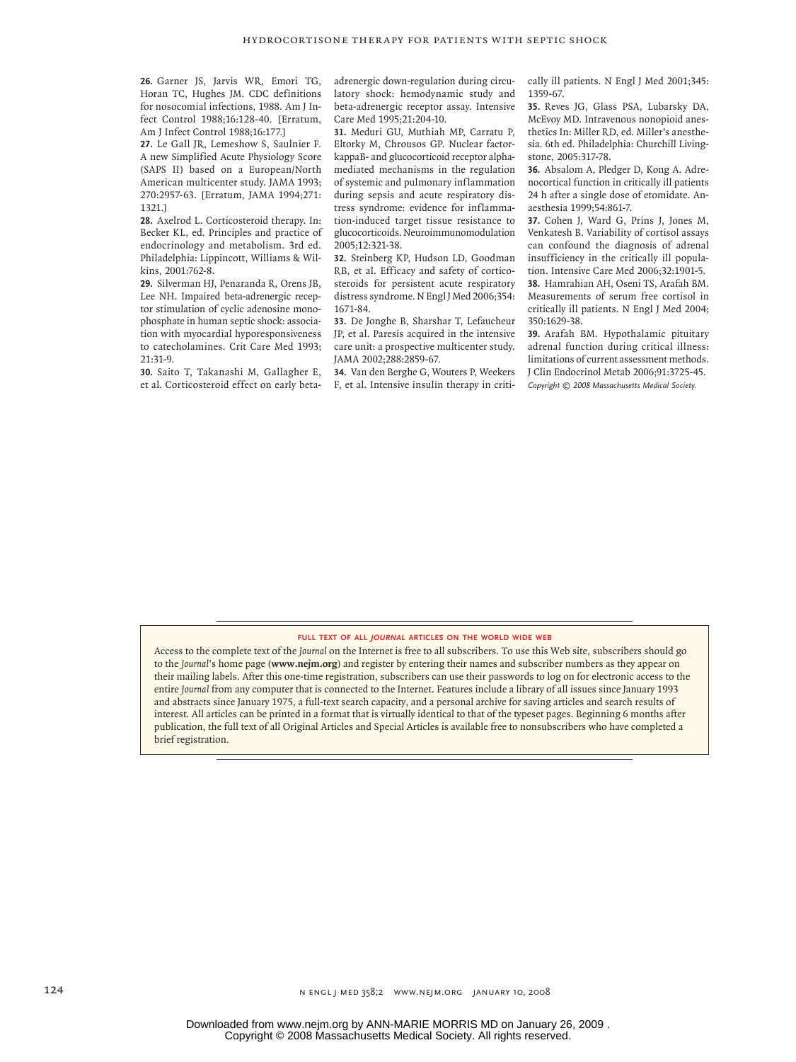26. Garner JS, Jarvis WR, Emori TG, Horan TC, Hughes JM. CDC definitions for nosocomial infections, 1988. Am J Infect Control 1988;16:128-40. [Erratum, Am J Infect Control 1988;16:177.]

27. Le Gall JR, Lemeshow S, Saulnier F. A new Simplified Acute Physiology Score (SAPS II) based on a European/North American multicenter study. JAMA 1993; 270:2957-63. [Erratum, JAMA 1994;271: 1321.]

28. Axelrod L. Corticosteroid therapy. In: Becker KL, ed. Principles and practice of endocrinology and metabolism. 3rd ed. Philadelphia: Lippincott, Williams & Wilkins, 2001:762-8.

29. Silverman HJ, Penaranda R, Orens JB, Lee NH. Impaired beta-adrenergic receptor stimulation of cyclic adenosine monophosphate in human septic shock: association with myocardial hyporesponsiveness to catecholamines. Crit Care Med 1993; 21:31-9.

30. Saito T, Takanashi M, Gallagher E, et al. Corticosteroid effect on early beta-adrenergic down-regulation during circulatory shock: hemodynamic study and beta-adrenergic receptor assay. Intensive Care Med 1995;21:204-10.

31. Meduri GU, Muthiah MP, Carratu P, Eltorky M, Chrousos GP. Nuclear factor-kappaB- and glucocorticoid receptor alpha-mediated mechanisms in the regulation of systemic and pulmonary inflammation during sepsis and acute respiratory distress syndrome: evidence for inflammation-induced target tissue resistance to glucocorticoids. Neuroimmunomodulation 2005;12:321-38.

32. Steinberg KP, Hudson LD, Goodman RB, et al. Efficacy and safety of corticosteroids for persistent acute respiratory distress syndrome. N Engl J Med 2006;354: 1671-84.

33. De Jonghe B, Sharshar T, Lefaucheur JP, et al. Paresis acquired in the intensive care unit: a prospective multicenter study. JAMA 2002;288:2859-67.

34. Van den Berghe G, Wouters P, Weekers F, et al. Intensive insulin therapy in critically ill patients. N Engl J Med 2001;345: 1359-67.

35. Reves JG, Glass PSA, Lubarsky DA, McEvoy MD. Intravenous nonopioid anesthetics In: Miller RD, ed. Miller's anesthesia. 6th ed. Philadelphia: Churchill Livingstone, 2005:317-78.

36. Absalom A, Pledger D, Kong A. Adrenocortical function in critically ill patients 24 h after a single dose of etomidate. Anaesthesia 1999;54:861-7.

37. Cohen J, Ward G, Prins J, Jones M, Venkatesh B. Variability of cortisol assays can confound the diagnosis of adrenal insufficiency in the critically ill population. Intensive Care Med 2006;32:1901-5.

38. Hamrahian AH, Oseni TS, Arafah BM. Measurements of serum free cortisol in critically ill patients. N Engl J Med 2004; 350:1629-38.

39. Arafah BM. Hypothalamic pituitary adrenal function during critical illness: limitations of current assessment methods. J Clin Endocrinol Metab 2006;91:3725-45.

*Copyright © 2008 Massachusetts Medical Society.*

**FULL TEXT OF ALL *JOURNAL* ARTICLES ON THE WORLD WIDE WEB**

Access to the complete text of the *Journal* on the Internet is free to all subscribers. To use this Web site, subscribers should go to the *Journal*'s home page (**www.nejm.org**) and register by entering their names and subscriber numbers as they appear on their mailing labels. After this one-time registration, subscribers can use their passwords to log on for electronic access to the entire *Journal* from any computer that is connected to the Internet. Features include a library of all issues since January 1993 and abstracts since January 1975, a full-text search capacity, and a personal archive for saving articles and search results of interest. All articles can be printed in a format that is virtually identical to that of the typeset pages. Beginning 6 months after publication, the full text of all Original Articles and Special Articles is available free to nonsubscribers who have completed a brief registration.